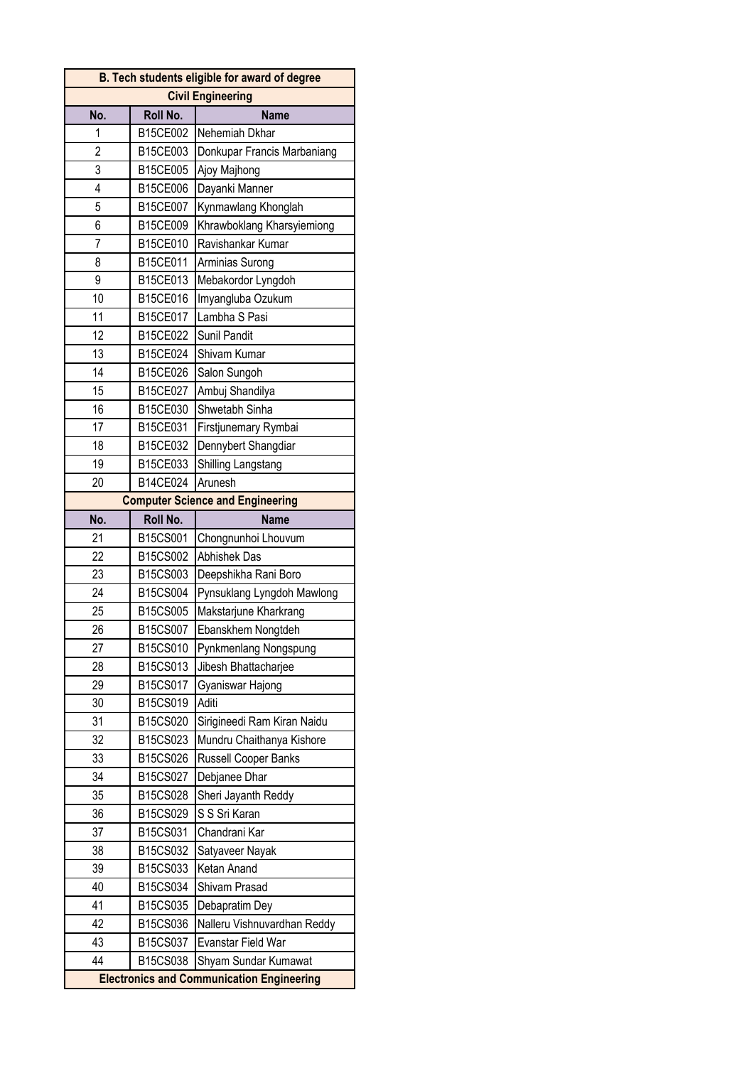| B. Tech students eligible for award of degree | | |
|---|---|---|
| **Civil Engineering** | | |
| **No.** | **Roll No.** | **Name** |
| 1 | B15CE002 | Nehemiah Dkhar |
| 2 | B15CE003 | Donkupar Francis Marbaniang |
| 3 | B15CE005 | Ajoy Majhong |
| 4 | B15CE006 | Dayanki Manner |
| 5 | B15CE007 | Kynmawlang Khonglah |
| 6 | B15CE009 | Khrawboklang Kharsyiemiong |
| 7 | B15CE010 | Ravishankar Kumar |
| 8 | B15CE011 | Arminias Surong |
| 9 | B15CE013 | Mebakordor Lyngdoh |
| 10 | B15CE016 | Imyangluba Ozukum |
| 11 | B15CE017 | Lambha S Pasi |
| 12 | B15CE022 | Sunil Pandit |
| 13 | B15CE024 | Shivam Kumar |
| 14 | B15CE026 | Salon Sungoh |
| 15 | B15CE027 | Ambuj Shandilya |
| 16 | B15CE030 | Shwetabh Sinha |
| 17 | B15CE031 | Firstjunemary Rymbai |
| 18 | B15CE032 | Dennybert Shangdiar |
| 19 | B15CE033 | Shilling Langstang |
| 20 | B14CE024 | Arunesh |
| **Computer Science and Engineering** | | |
| **No.** | **Roll No.** | **Name** |
| 21 | B15CS001 | Chongnunhoi Lhouvum |
| 22 | B15CS002 | Abhishek Das |
| 23 | B15CS003 | Deepshikha Rani Boro |
| 24 | B15CS004 | Pynsuklang Lyngdoh Mawlong |
| 25 | B15CS005 | Makstarjune Kharkrang |
| 26 | B15CS007 | Ebanskhem Nongtdeh |
| 27 | B15CS010 | Pynkmenlang Nongspung |
| 28 | B15CS013 | Jibesh Bhattacharjee |
| 29 | B15CS017 | Gyaniswar Hajong |
| 30 | B15CS019 | Aditi |
| 31 | B15CS020 | Sirigineedi Ram Kiran Naidu |
| 32 | B15CS023 | Mundru Chaithanya Kishore |
| 33 | B15CS026 | Russell Cooper Banks |
| 34 | B15CS027 | Debjanee Dhar |
| 35 | B15CS028 | Sheri Jayanth Reddy |
| 36 | B15CS029 | S S Sri Karan |
| 37 | B15CS031 | Chandrani Kar |
| 38 | B15CS032 | Satyaveer Nayak |
| 39 | B15CS033 | Ketan Anand |
| 40 | B15CS034 | Shivam Prasad |
| 41 | B15CS035 | Debapratim Dey |
| 42 | B15CS036 | Nalleru Vishnuvardhan Reddy |
| 43 | B15CS037 | Evanstar Field War |
| 44 | B15CS038 | Shyam Sundar Kumawat |
| **Electronics and Communication Engineering** | | |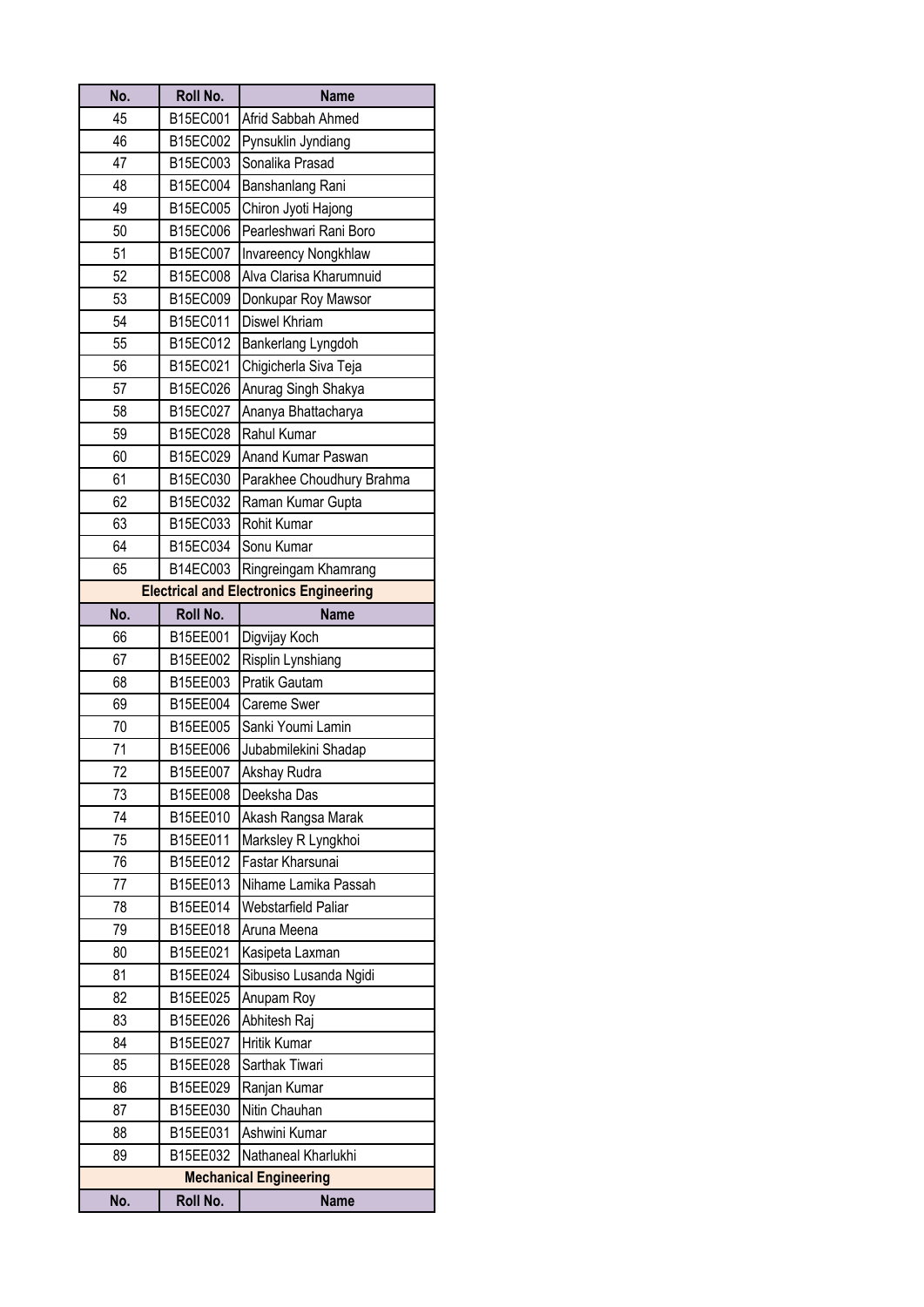| No. | Roll No. | Name |
|---|---|---|
| 45 | B15EC001 | Afrid Sabbah Ahmed |
| 46 | B15EC002 | Pynsuklin Jyndiang |
| 47 | B15EC003 | Sonalika Prasad |
| 48 | B15EC004 | Banshanlang Rani |
| 49 | B15EC005 | Chiron Jyoti Hajong |
| 50 | B15EC006 | Pearleshwari Rani Boro |
| 51 | B15EC007 | Invareency Nongkhlaw |
| 52 | B15EC008 | Alva Clarisa Kharumnuid |
| 53 | B15EC009 | Donkupar Roy Mawsor |
| 54 | B15EC011 | Diswel Khriam |
| 55 | B15EC012 | Bankerlang Lyngdoh |
| 56 | B15EC021 | Chigicherla Siva Teja |
| 57 | B15EC026 | Anurag Singh Shakya |
| 58 | B15EC027 | Ananya Bhattacharya |
| 59 | B15EC028 | Rahul Kumar |
| 60 | B15EC029 | Anand Kumar Paswan |
| 61 | B15EC030 | Parakhee Choudhury Brahma |
| 62 | B15EC032 | Raman Kumar Gupta |
| 63 | B15EC033 | Rohit Kumar |
| 64 | B15EC034 | Sonu Kumar |
| 65 | B14EC003 | Ringreingam Khamrang |

**Electrical and Electronics Engineering**

| No. | Roll No. | Name |
|---|---|---|
| 66 | B15EE001 | Digvijay Koch |
| 67 | B15EE002 | Risplin Lynshiang |
| 68 | B15EE003 | Pratik Gautam |
| 69 | B15EE004 | Careme Swer |
| 70 | B15EE005 | Sanki Youmi Lamin |
| 71 | B15EE006 | Jubabmilekini Shadap |
| 72 | B15EE007 | Akshay Rudra |
| 73 | B15EE008 | Deeksha Das |
| 74 | B15EE010 | Akash Rangsa Marak |
| 75 | B15EE011 | Marksley R Lyngkhoi |
| 76 | B15EE012 | Fastar Kharsunai |
| 77 | B15EE013 | Nihame Lamika Passah |
| 78 | B15EE014 | Webstarfield Paliar |
| 79 | B15EE018 | Aruna Meena |
| 80 | B15EE021 | Kasipeta Laxman |
| 81 | B15EE024 | Sibusiso Lusanda Ngidi |
| 82 | B15EE025 | Anupam Roy |
| 83 | B15EE026 | Abhitesh Raj |
| 84 | B15EE027 | Hritik Kumar |
| 85 | B15EE028 | Sarthak Tiwari |
| 86 | B15EE029 | Ranjan Kumar |
| 87 | B15EE030 | Nitin Chauhan |
| 88 | B15EE031 | Ashwini Kumar |
| 89 | B15EE032 | Nathaneal Kharlukhi |

**Mechanical Engineering**

| No. | Roll No. | Name |
|---|---|---|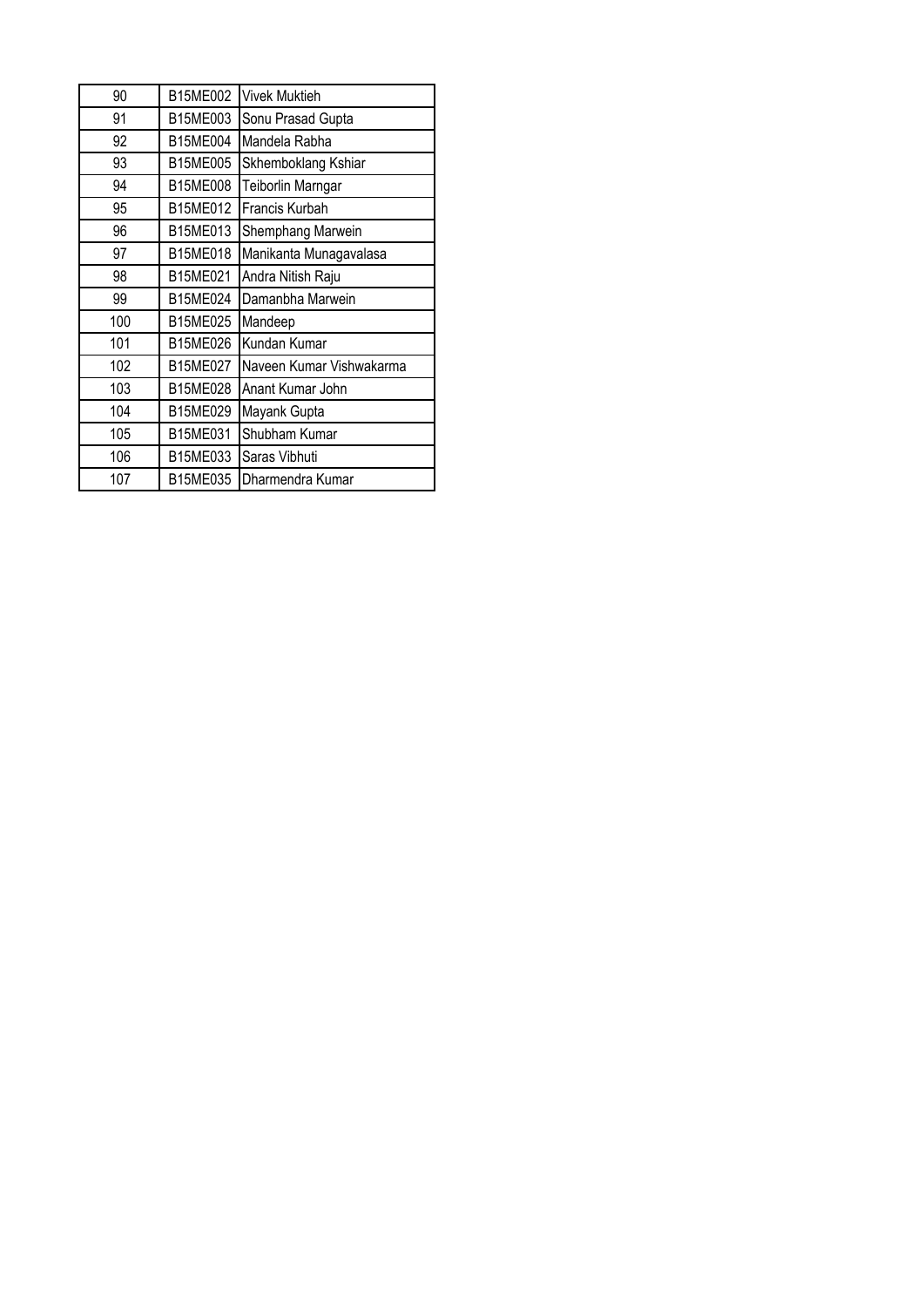| 90 | B15ME002 | Vivek Muktieh |
|---|---|---|
| 91 | B15ME003 | Sonu Prasad Gupta |
| 92 | B15ME004 | Mandela Rabha |
| 93 | B15ME005 | Skhemboklang Kshiar |
| 94 | B15ME008 | Teiborlin Marngar |
| 95 | B15ME012 | Francis Kurbah |
| 96 | B15ME013 | Shemphang Marwein |
| 97 | B15ME018 | Manikanta Munagavalasa |
| 98 | B15ME021 | Andra Nitish Raju |
| 99 | B15ME024 | Damanbha Marwein |
| 100 | B15ME025 | Mandeep |
| 101 | B15ME026 | Kundan Kumar |
| 102 | B15ME027 | Naveen Kumar Vishwakarma |
| 103 | B15ME028 | Anant Kumar John |
| 104 | B15ME029 | Mayank Gupta |
| 105 | B15ME031 | Shubham Kumar |
| 106 | B15ME033 | Saras Vibhuti |
| 107 | B15ME035 | Dharmendra Kumar |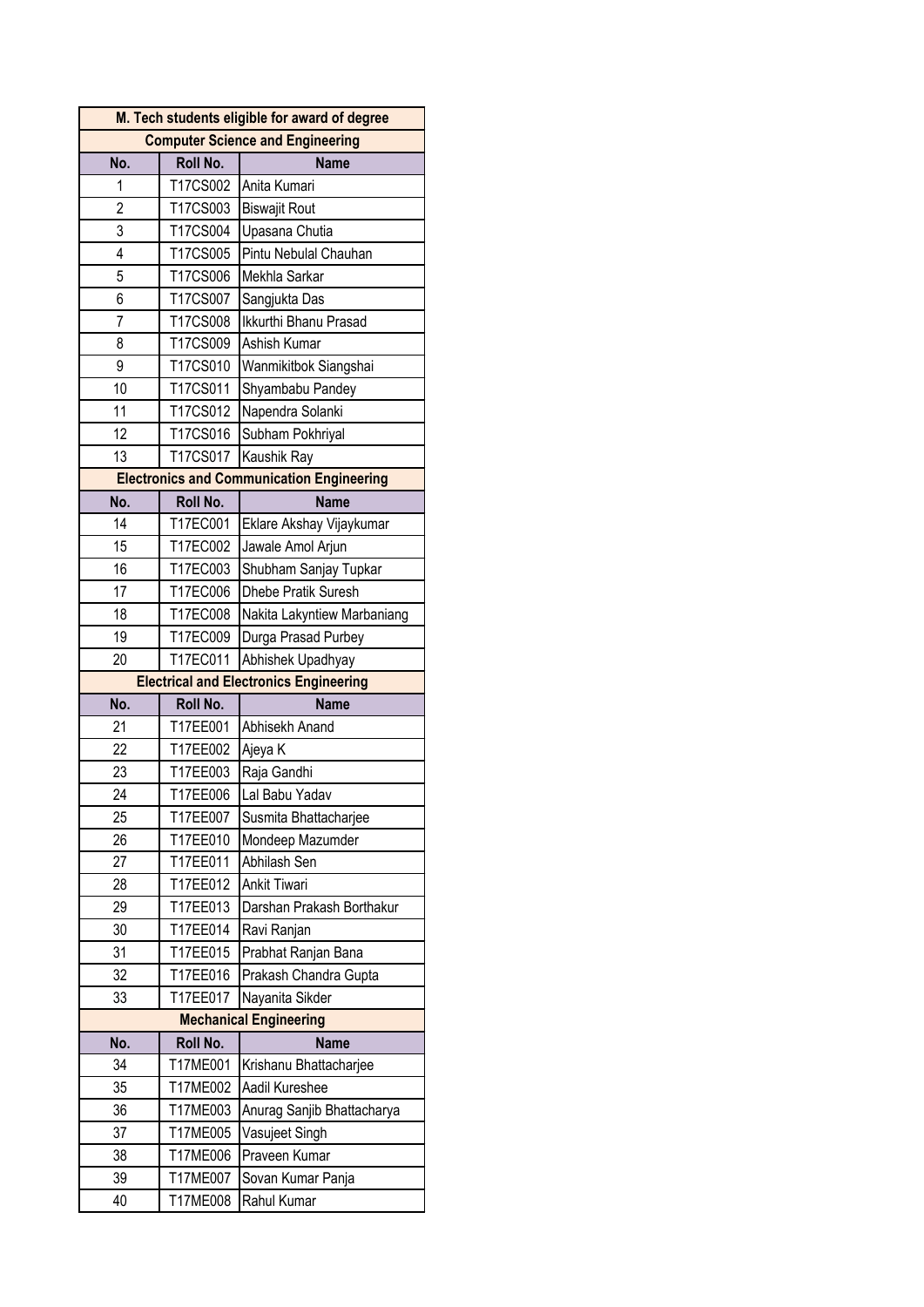| M. Tech students eligible for award of degree | | |
|---|---|---|
| **Computer Science and Engineering** | | |
| **No.** | **Roll No.** | **Name** |
| 1 | T17CS002 | Anita Kumari |
| 2 | T17CS003 | Biswajit Rout |
| 3 | T17CS004 | Upasana Chutia |
| 4 | T17CS005 | Pintu Nebulal Chauhan |
| 5 | T17CS006 | Mekhla Sarkar |
| 6 | T17CS007 | Sangjukta Das |
| 7 | T17CS008 | Ikkurthi Bhanu Prasad |
| 8 | T17CS009 | Ashish Kumar |
| 9 | T17CS010 | Wanmikitbok Siangshai |
| 10 | T17CS011 | Shyambabu Pandey |
| 11 | T17CS012 | Napendra Solanki |
| 12 | T17CS016 | Subham Pokhriyal |
| 13 | T17CS017 | Kaushik Ray |
| **Electronics and Communication Engineering** | | |
| **No.** | **Roll No.** | **Name** |
| 14 | T17EC001 | Eklare Akshay Vijaykumar |
| 15 | T17EC002 | Jawale Amol Arjun |
| 16 | T17EC003 | Shubham Sanjay Tupkar |
| 17 | T17EC006 | Dhebe Pratik Suresh |
| 18 | T17EC008 | Nakita Lakyntiew Marbaniang |
| 19 | T17EC009 | Durga Prasad Purbey |
| 20 | T17EC011 | Abhishek Upadhyay |
| **Electrical and Electronics Engineering** | | |
| **No.** | **Roll No.** | **Name** |
| 21 | T17EE001 | Abhisekh Anand |
| 22 | T17EE002 | Ajeya K |
| 23 | T17EE003 | Raja Gandhi |
| 24 | T17EE006 | Lal Babu Yadav |
| 25 | T17EE007 | Susmita Bhattacharjee |
| 26 | T17EE010 | Mondeep Mazumder |
| 27 | T17EE011 | Abhilash Sen |
| 28 | T17EE012 | Ankit Tiwari |
| 29 | T17EE013 | Darshan Prakash Borthakur |
| 30 | T17EE014 | Ravi Ranjan |
| 31 | T17EE015 | Prabhat Ranjan Bana |
| 32 | T17EE016 | Prakash Chandra Gupta |
| 33 | T17EE017 | Nayanita Sikder |
| **Mechanical Engineering** | | |
| **No.** | **Roll No.** | **Name** |
| 34 | T17ME001 | Krishanu Bhattacharjee |
| 35 | T17ME002 | Aadil Kureshee |
| 36 | T17ME003 | Anurag Sanjib Bhattacharya |
| 37 | T17ME005 | Vasujeet Singh |
| 38 | T17ME006 | Praveen Kumar |
| 39 | T17ME007 | Sovan Kumar Panja |
| 40 | T17ME008 | Rahul Kumar |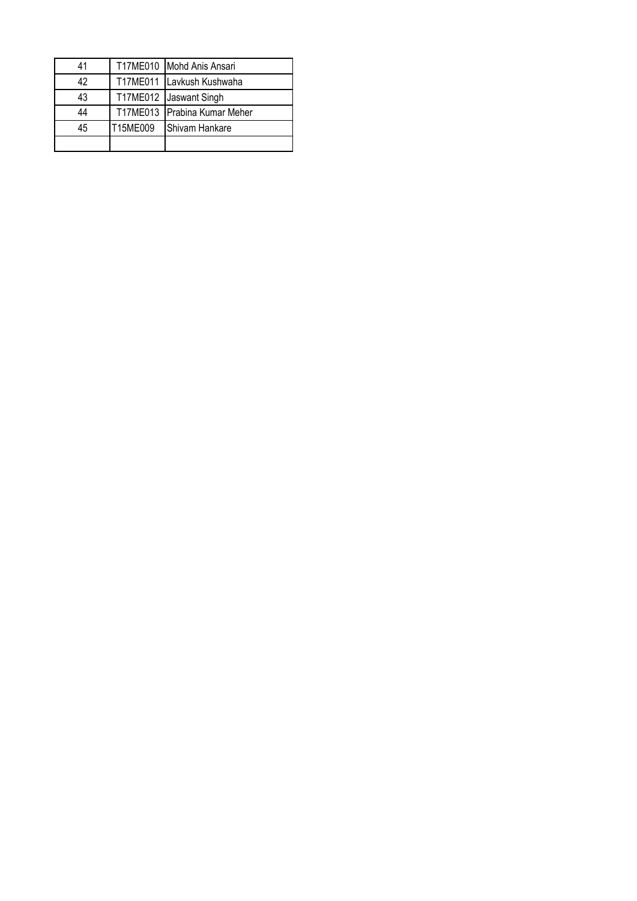| | | |
|---|---|---|
| 41 | T17ME010 | Mohd Anis Ansari |
| 42 | T17ME011 | Lavkush Kushwaha |
| 43 | T17ME012 | Jaswant Singh |
| 44 | T17ME013 | Prabina Kumar Meher |
| 45 | T15ME009 | Shivam Hankare |
| | | |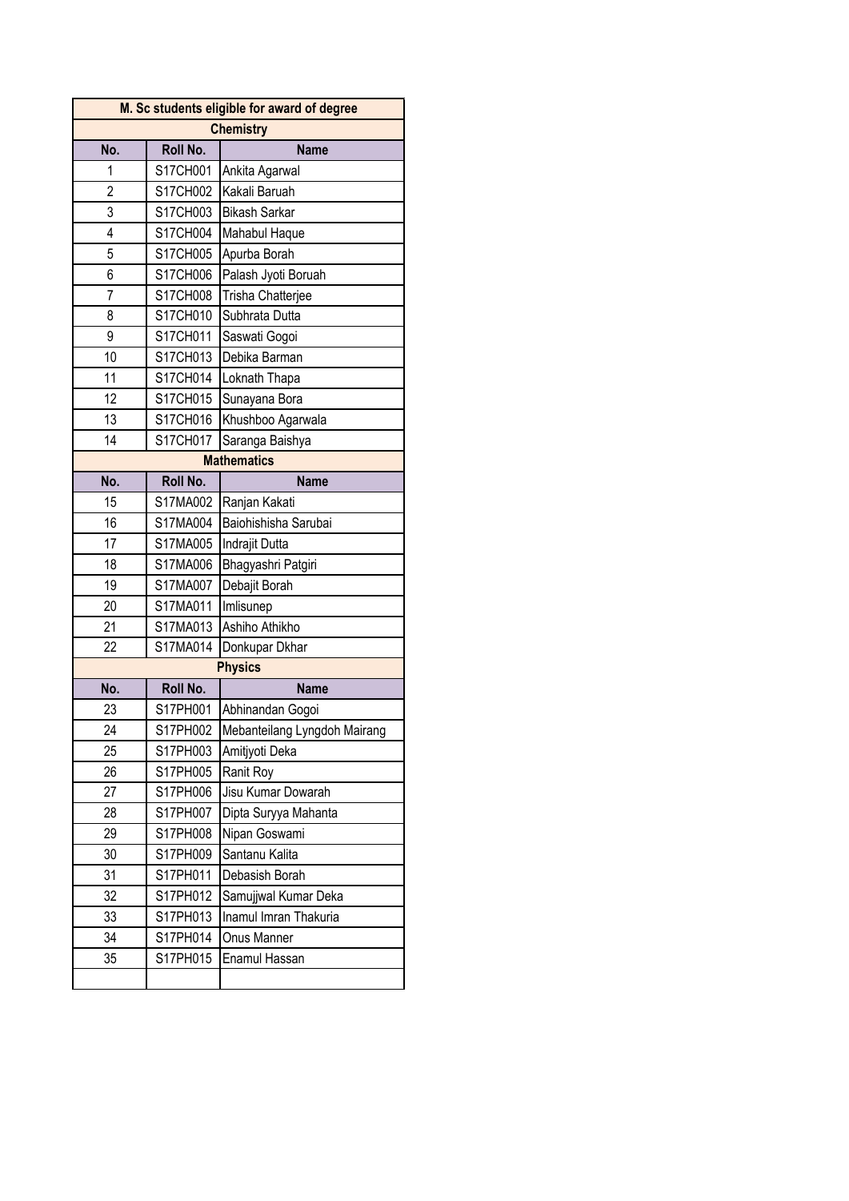| M. Sc students eligible for award of degree | | |
|---|---|---|
| **Chemistry** | | |
| **No.** | **Roll No.** | **Name** |
| 1 | S17CH001 | Ankita Agarwal |
| 2 | S17CH002 | Kakali Baruah |
| 3 | S17CH003 | Bikash Sarkar |
| 4 | S17CH004 | Mahabul Haque |
| 5 | S17CH005 | Apurba Borah |
| 6 | S17CH006 | Palash Jyoti Boruah |
| 7 | S17CH008 | Trisha Chatterjee |
| 8 | S17CH010 | Subhrata Dutta |
| 9 | S17CH011 | Saswati Gogoi |
| 10 | S17CH013 | Debika Barman |
| 11 | S17CH014 | Loknath Thapa |
| 12 | S17CH015 | Sunayana Bora |
| 13 | S17CH016 | Khushboo Agarwala |
| 14 | S17CH017 | Saranga Baishya |
| **Mathematics** | | |
| **No.** | **Roll No.** | **Name** |
| 15 | S17MA002 | Ranjan Kakati |
| 16 | S17MA004 | Baiohishisha Sarubai |
| 17 | S17MA005 | Indrajit Dutta |
| 18 | S17MA006 | Bhagyashri Patgiri |
| 19 | S17MA007 | Debajit Borah |
| 20 | S17MA011 | Imlisunep |
| 21 | S17MA013 | Ashiho Athikho |
| 22 | S17MA014 | Donkupar Dkhar |
| **Physics** | | |
| **No.** | **Roll No.** | **Name** |
| 23 | S17PH001 | Abhinandan Gogoi |
| 24 | S17PH002 | Mebanteilang Lyngdoh Mairang |
| 25 | S17PH003 | Amitjyoti Deka |
| 26 | S17PH005 | Ranit Roy |
| 27 | S17PH006 | Jisu Kumar Dowarah |
| 28 | S17PH007 | Dipta Suryya Mahanta |
| 29 | S17PH008 | Nipan Goswami |
| 30 | S17PH009 | Santanu Kalita |
| 31 | S17PH011 | Debasish Borah |
| 32 | S17PH012 | Samujjwal Kumar Deka |
| 33 | S17PH013 | Inamul Imran Thakuria |
| 34 | S17PH014 | Onus Manner |
| 35 | S17PH015 | Enamul Hassan |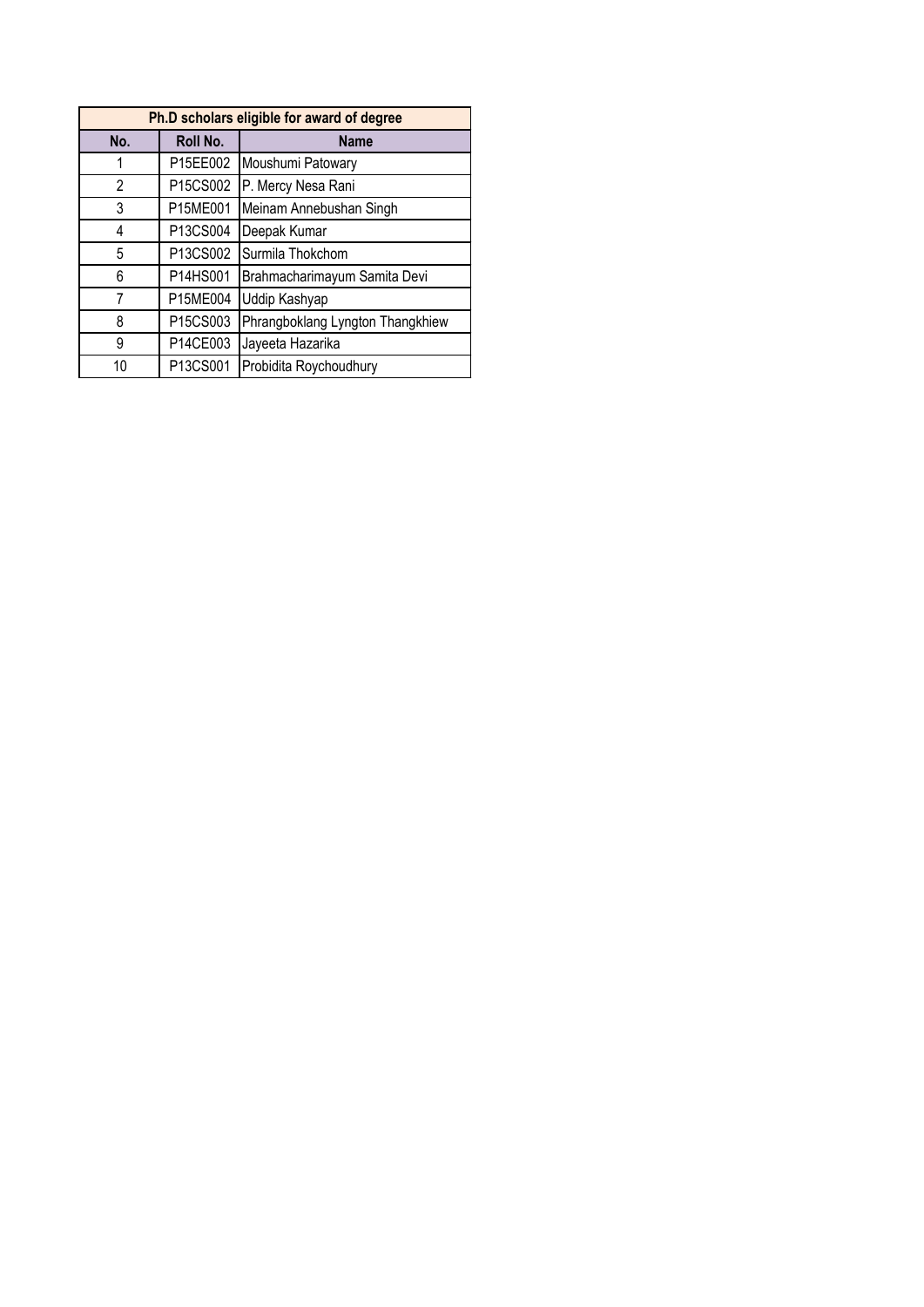| Ph.D scholars eligible for award of degree | | |
|---|---|---|
| **No.** | **Roll No.** | **Name** |
| 1 | P15EE002 | Moushumi Patowary |
| 2 | P15CS002 | P. Mercy Nesa Rani |
| 3 | P15ME001 | Meinam Annebushan Singh |
| 4 | P13CS004 | Deepak Kumar |
| 5 | P13CS002 | Surmila Thokchom |
| 6 | P14HS001 | Brahmacharimayum Samita Devi |
| 7 | P15ME004 | Uddip Kashyap |
| 8 | P15CS003 | Phrangboklang Lyngton Thangkhiew |
| 9 | P14CE003 | Jayeeta Hazarika |
| 10 | P13CS001 | Probidita Roychoudhury |